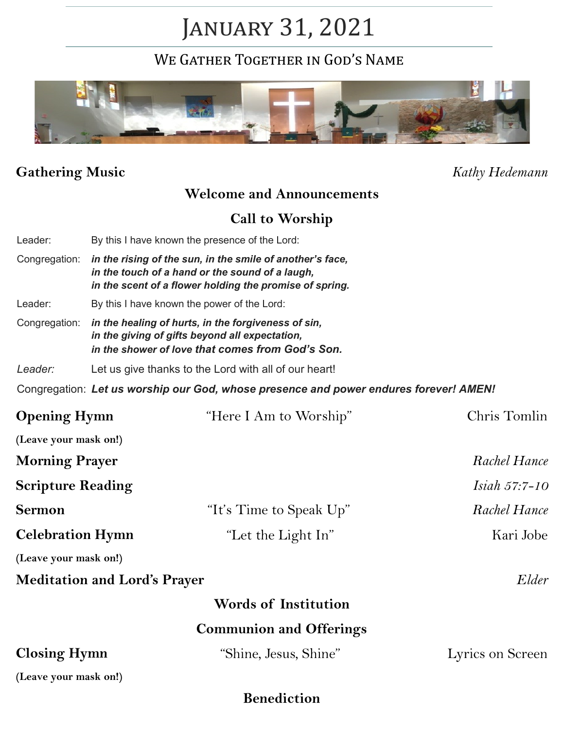# January 31, 2021

## We Gather Together in God's Name

**Gathering Music** — *Kathy Hedemann*

**Welcome and Announcements**

**Call to Worship**

Leader: By this I have known the presence of the Lord:

Congregation: ***in the rising of the sun, in the smile of another's face,***
***in the touch of a hand or the sound of a laugh,***
***in the scent of a flower holding the promise of spring.***

Leader: By this I have known the power of the Lord:

Congregation: ***in the healing of hurts, in the forgiveness of sin,***
***in the giving of gifts beyond all expectation,***
***in the shower of love that comes from God's Son.***

*Leader:* Let us give thanks to the Lord with all of our heart!

Congregation: ***Let us worship our God, whose presence and power endures forever! AMEN!***

**Opening Hymn** — "Here I Am to Worship" — Chris Tomlin

**(Leave your mask on!)**

**Morning Prayer** — *Rachel Hance*

**Scripture Reading** — *Isiah 57:7-10*

**Sermon** — "It's Time to Speak Up" — *Rachel Hance*

**Celebration Hymn** — "Let the Light In" — Kari Jobe

**(Leave your mask on!)**

**Meditation and Lord's Prayer** — *Elder*

**Words of Institution**

**Communion and Offerings**

**Closing Hymn** — "Shine, Jesus, Shine" — Lyrics on Screen

**(Leave your mask on!)**

**Benediction**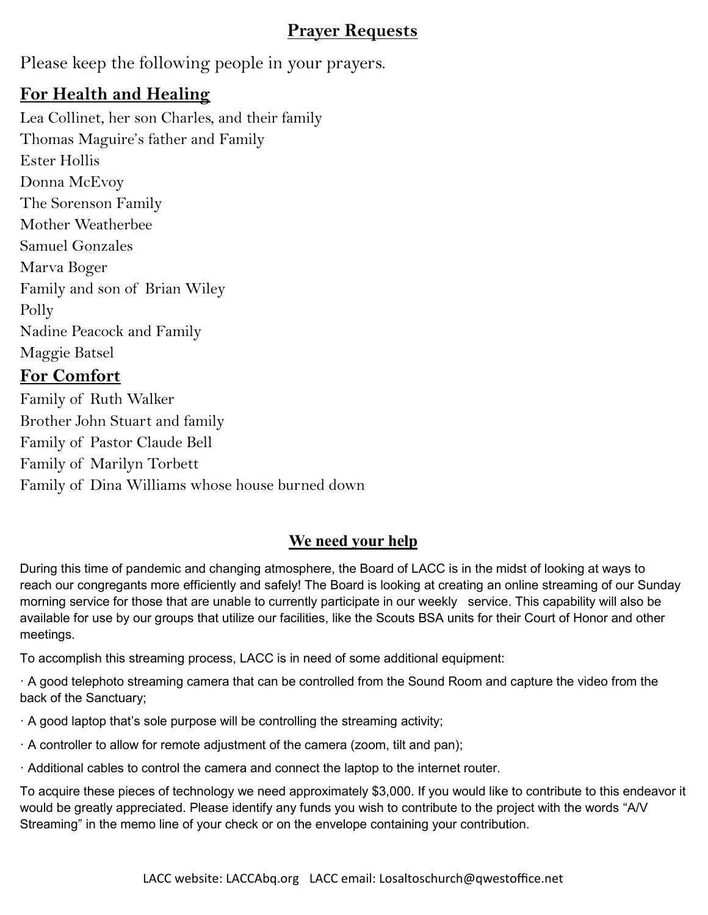## Prayer Requests

Please keep the following people in your prayers.

### For Health and Healing

Lea Collinet, her son Charles, and their family
Thomas Maguire's father and Family
Ester Hollis
Donna McEvoy
The Sorenson Family
Mother Weatherbee
Samuel Gonzales
Marva Boger
Family and son of Brian Wiley
Polly
Nadine Peacock and Family
Maggie Batsel

### For Comfort

Family of Ruth Walker
Brother John Stuart and family
Family of Pastor Claude Bell
Family of Marilyn Torbett
Family of Dina Williams whose house burned down

## We need your help

During this time of pandemic and changing atmosphere, the Board of LACC is in the midst of looking at ways to reach our congregants more efficiently and safely! The Board is looking at creating an online streaming of our Sunday morning service for those that are unable to currently participate in our weekly service. This capability will also be available for use by our groups that utilize our facilities, like the Scouts BSA units for their Court of Honor and other meetings.

To accomplish this streaming process, LACC is in need of some additional equipment:

- A good telephoto streaming camera that can be controlled from the Sound Room and capture the video from the back of the Sanctuary;
- A good laptop that's sole purpose will be controlling the streaming activity;
- A controller to allow for remote adjustment of the camera (zoom, tilt and pan);
- Additional cables to control the camera and connect the laptop to the internet router.

To acquire these pieces of technology we need approximately $3,000. If you would like to contribute to this endeavor it would be greatly appreciated. Please identify any funds you wish to contribute to the project with the words "A/V Streaming" in the memo line of your check or on the envelope containing your contribution.

LACC website: LACCAbq.org LACC email: Losaltoschurch@qwestoffice.net